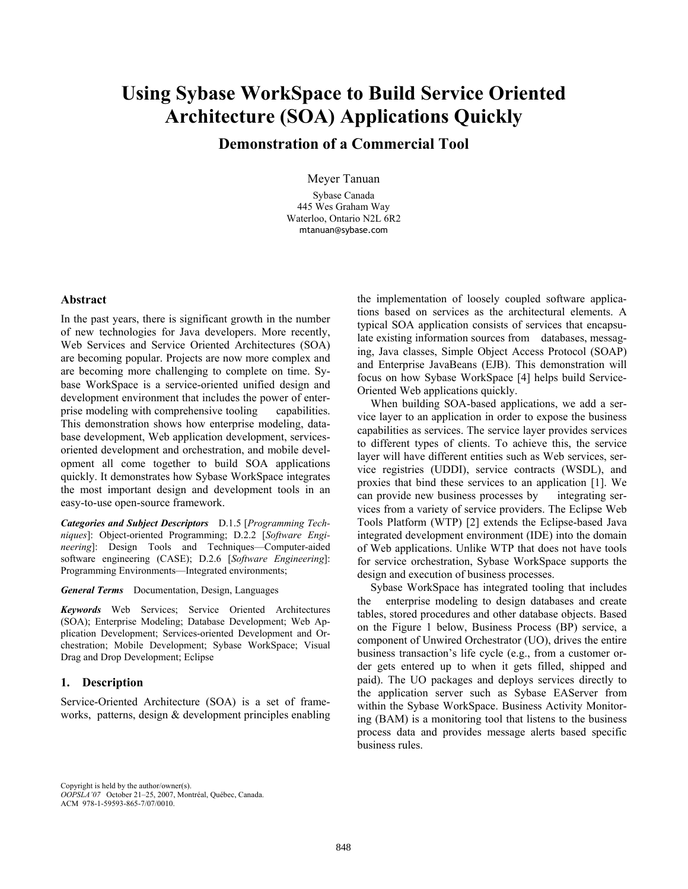# Using Sybase WorkSpace to Build Service Oriented Architecture (SOA) Applications Quickly

## Demonstration of a Commercial Tool

Meyer Tanuan

Sybase Canada
445 Wes Graham Way
Waterloo, Ontario N2L 6R2
mtanuan@sybase.com

### Abstract

In the past years, there is significant growth in the number of new technologies for Java developers. More recently, Web Services and Service Oriented Architectures (SOA) are becoming popular. Projects are now more complex and are becoming more challenging to complete on time. Sybase WorkSpace is a service-oriented unified design and development environment that includes the power of enterprise modeling with comprehensive tooling capabilities. This demonstration shows how enterprise modeling, database development, Web application development, services-oriented development and orchestration, and mobile development all come together to build SOA applications quickly. It demonstrates how Sybase WorkSpace integrates the most important design and development tools in an easy-to-use open-source framework.

***Categories and Subject Descriptors*** D.1.5 [*Programming Techniques*]: Object-oriented Programming; D.2.2 [*Software Engineering*]: Design Tools and Techniques—Computer-aided software engineering (CASE); D.2.6 [*Software Engineering*]: Programming Environments—Integrated environments;

***General Terms*** Documentation, Design, Languages

***Keywords*** Web Services; Service Oriented Architectures (SOA); Enterprise Modeling; Database Development; Web Application Development; Services-oriented Development and Orchestration; Mobile Development; Sybase WorkSpace; Visual Drag and Drop Development; Eclipse

### 1. Description

Service-Oriented Architecture (SOA) is a set of frameworks, patterns, design & development principles enabling the implementation of loosely coupled software applications based on services as the architectural elements. A typical SOA application consists of services that encapsulate existing information sources from databases, messaging, Java classes, Simple Object Access Protocol (SOAP) and Enterprise JavaBeans (EJB). This demonstration will focus on how Sybase WorkSpace [4] helps build Service-Oriented Web applications quickly.

When building SOA-based applications, we add a service layer to an application in order to expose the business capabilities as services. The service layer provides services to different types of clients. To achieve this, the service layer will have different entities such as Web services, service registries (UDDI), service contracts (WSDL), and proxies that bind these services to an application [1]. We can provide new business processes by integrating services from a variety of service providers. The Eclipse Web Tools Platform (WTP) [2] extends the Eclipse-based Java integrated development environment (IDE) into the domain of Web applications. Unlike WTP that does not have tools for service orchestration, Sybase WorkSpace supports the design and execution of business processes.

Sybase WorkSpace has integrated tooling that includes the enterprise modeling to design databases and create tables, stored procedures and other database objects. Based on the Figure 1 below, Business Process (BP) service, a component of Unwired Orchestrator (UO), drives the entire business transaction's life cycle (e.g., from a customer order gets entered up to when it gets filled, shipped and paid). The UO packages and deploys services directly to the application server such as Sybase EAServer from within the Sybase WorkSpace. Business Activity Monitoring (BAM) is a monitoring tool that listens to the business process data and provides message alerts based specific business rules.

Copyright is held by the author/owner(s).
*OOPSLA'07* October 21–25, 2007, Montréal, Québec, Canada.
ACM 978-1-59593-865-7/07/0010.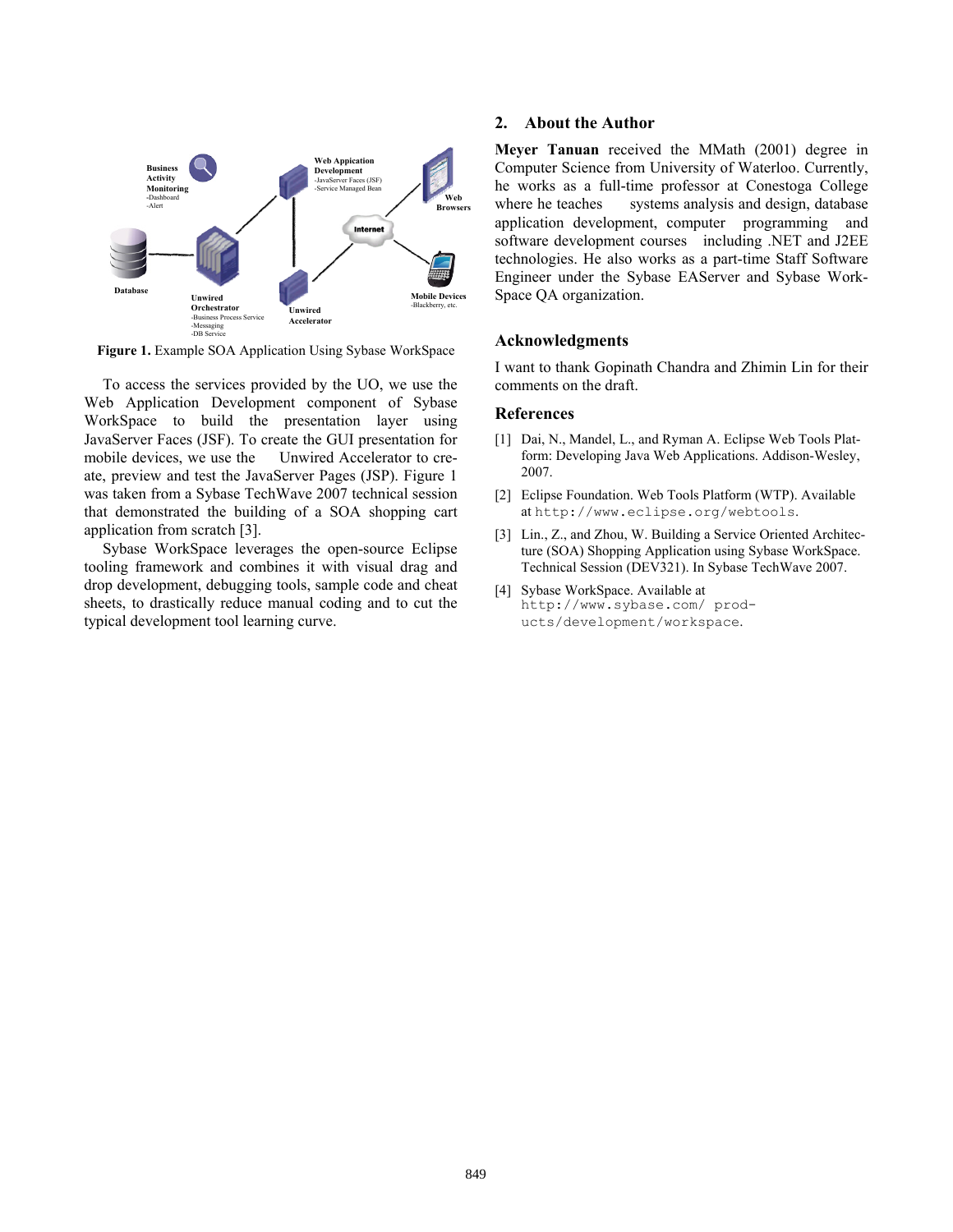Business Activity Monitoring
-Dashboard
-Alert

Web Application Development
-JavaServer Faces (JSF)
-Service Managed Bean

Web Browsers

Internet

Database

Unwired Orchestrator
-Business Process Service
-Messaging
-DB Service

Unwired Accelerator

Mobile Devices
-Blackberry, etc.

**Figure 1.** Example SOA Application Using Sybase WorkSpace

To access the services provided by the UO, we use the Web Application Development component of Sybase WorkSpace to build the presentation layer using JavaServer Faces (JSF). To create the GUI presentation for mobile devices, we use the Unwired Accelerator to create, preview and test the JavaServer Pages (JSP). Figure 1 was taken from a Sybase TechWave 2007 technical session that demonstrated the building of a SOA shopping cart application from scratch [3].

Sybase WorkSpace leverages the open-source Eclipse tooling framework and combines it with visual drag and drop development, debugging tools, sample code and cheat sheets, to drastically reduce manual coding and to cut the typical development tool learning curve.

## 2. About the Author

**Meyer Tanuan** received the MMath (2001) degree in Computer Science from University of Waterloo. Currently, he works as a full-time professor at Conestoga College where he teaches systems analysis and design, database application development, computer programming and software development courses including .NET and J2EE technologies. He also works as a part-time Staff Software Engineer under the Sybase EAServer and Sybase WorkSpace QA organization.

## Acknowledgments

I want to thank Gopinath Chandra and Zhimin Lin for their comments on the draft.

## References

[1] Dai, N., Mandel, L., and Ryman A. Eclipse Web Tools Platform: Developing Java Web Applications. Addison-Wesley, 2007.

[2] Eclipse Foundation. Web Tools Platform (WTP). Available at http://www.eclipse.org/webtools.

[3] Lin., Z., and Zhou, W. Building a Service Oriented Architecture (SOA) Shopping Application using Sybase WorkSpace. Technical Session (DEV321). In Sybase TechWave 2007.

[4] Sybase WorkSpace. Available at http://www.sybase.com/ products/development/workspace.